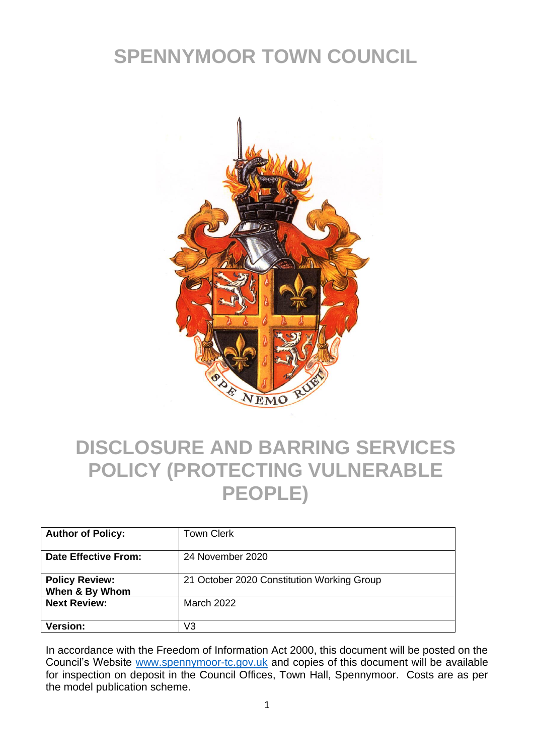# SPENNYMOOR TOWN COUNCIL

# DISCLOSURE AND BARRING SERVICES POLICY (PROTECTING VULNERABLE PEOPLE)

| **Author of Policy:** | Town Clerk |
| --- | --- |
| **Date Effective From:** | 24 November 2020 |
| **Policy Review: When & By Whom** | 21 October 2020 Constitution Working Group |
| **Next Review:** | March 2022 |
| **Version:** | V3 |

In accordance with the Freedom of Information Act 2000, this document will be posted on the Council's Website www.spennymoor-tc.gov.uk and copies of this document will be available for inspection on deposit in the Council Offices, Town Hall, Spennymoor. Costs are as per the model publication scheme.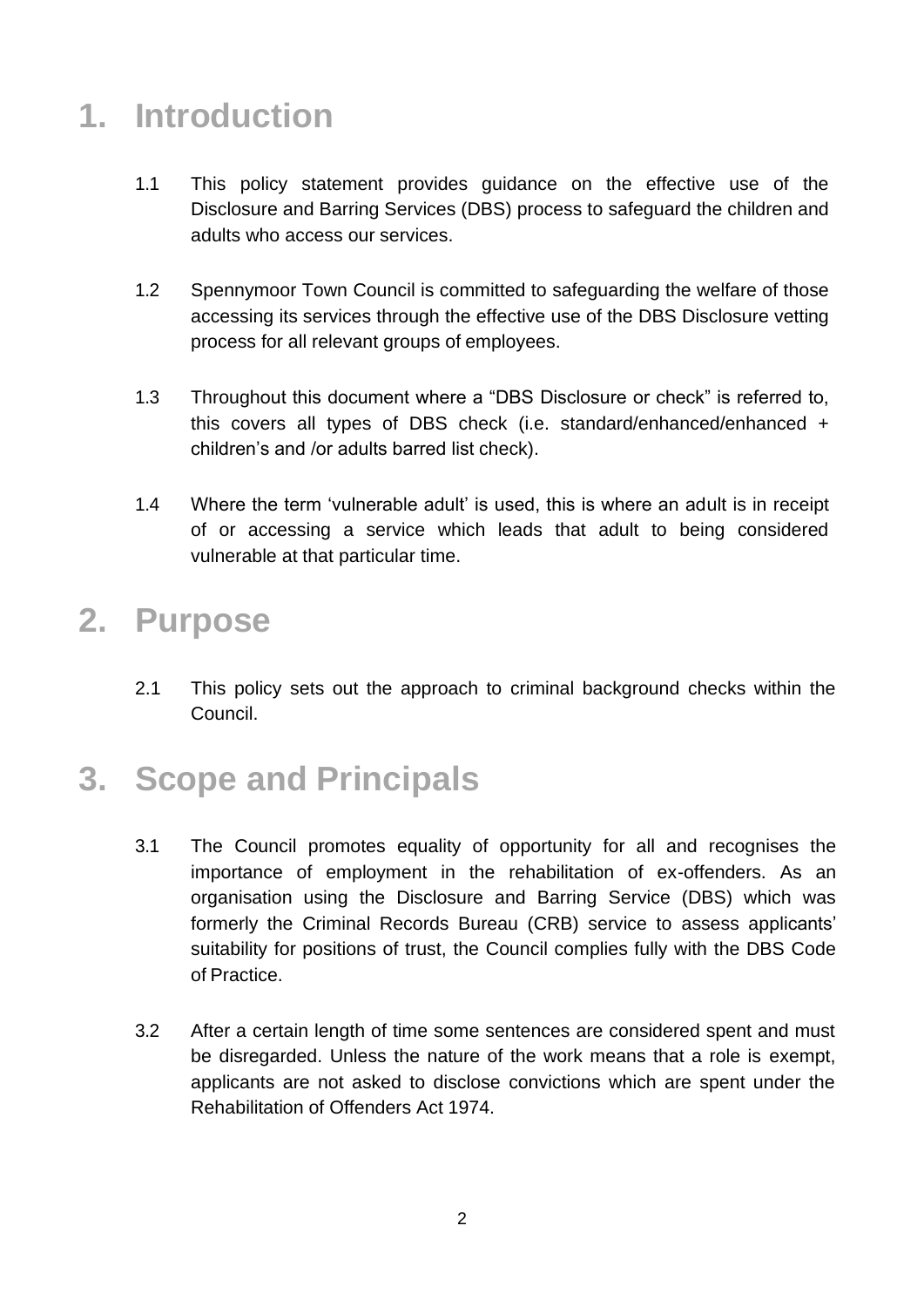# 1. Introduction

1.1 This policy statement provides guidance on the effective use of the Disclosure and Barring Services (DBS) process to safeguard the children and adults who access our services.

1.2 Spennymoor Town Council is committed to safeguarding the welfare of those accessing its services through the effective use of the DBS Disclosure vetting process for all relevant groups of employees.

1.3 Throughout this document where a "DBS Disclosure or check" is referred to, this covers all types of DBS check (i.e. standard/enhanced/enhanced + children's and /or adults barred list check).

1.4 Where the term 'vulnerable adult' is used, this is where an adult is in receipt of or accessing a service which leads that adult to being considered vulnerable at that particular time.

# 2. Purpose

2.1 This policy sets out the approach to criminal background checks within the Council.

# 3. Scope and Principals

3.1 The Council promotes equality of opportunity for all and recognises the importance of employment in the rehabilitation of ex-offenders. As an organisation using the Disclosure and Barring Service (DBS) which was formerly the Criminal Records Bureau (CRB) service to assess applicants' suitability for positions of trust, the Council complies fully with the DBS Code of Practice.

3.2 After a certain length of time some sentences are considered spent and must be disregarded. Unless the nature of the work means that a role is exempt, applicants are not asked to disclose convictions which are spent under the Rehabilitation of Offenders Act 1974.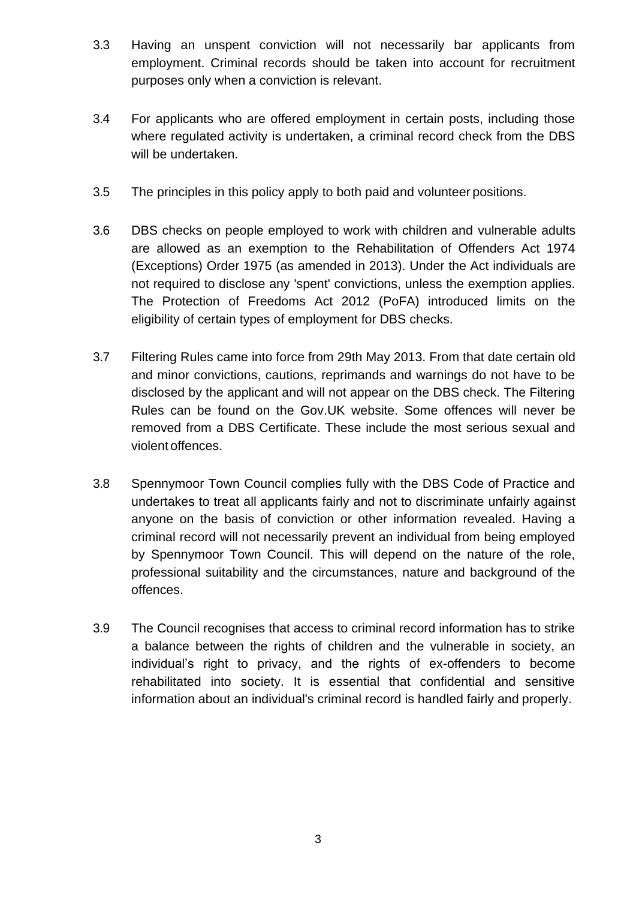3.3 Having an unspent conviction will not necessarily bar applicants from employment. Criminal records should be taken into account for recruitment purposes only when a conviction is relevant.

3.4 For applicants who are offered employment in certain posts, including those where regulated activity is undertaken, a criminal record check from the DBS will be undertaken.

3.5 The principles in this policy apply to both paid and volunteer positions.

3.6 DBS checks on people employed to work with children and vulnerable adults are allowed as an exemption to the Rehabilitation of Offenders Act 1974 (Exceptions) Order 1975 (as amended in 2013). Under the Act individuals are not required to disclose any 'spent' convictions, unless the exemption applies. The Protection of Freedoms Act 2012 (PoFA) introduced limits on the eligibility of certain types of employment for DBS checks.

3.7 Filtering Rules came into force from 29th May 2013. From that date certain old and minor convictions, cautions, reprimands and warnings do not have to be disclosed by the applicant and will not appear on the DBS check. The Filtering Rules can be found on the Gov.UK website. Some offences will never be removed from a DBS Certificate. These include the most serious sexual and violent offences.

3.8 Spennymoor Town Council complies fully with the DBS Code of Practice and undertakes to treat all applicants fairly and not to discriminate unfairly against anyone on the basis of conviction or other information revealed. Having a criminal record will not necessarily prevent an individual from being employed by Spennymoor Town Council. This will depend on the nature of the role, professional suitability and the circumstances, nature and background of the offences.

3.9 The Council recognises that access to criminal record information has to strike a balance between the rights of children and the vulnerable in society, an individual's right to privacy, and the rights of ex-offenders to become rehabilitated into society. It is essential that confidential and sensitive information about an individual's criminal record is handled fairly and properly.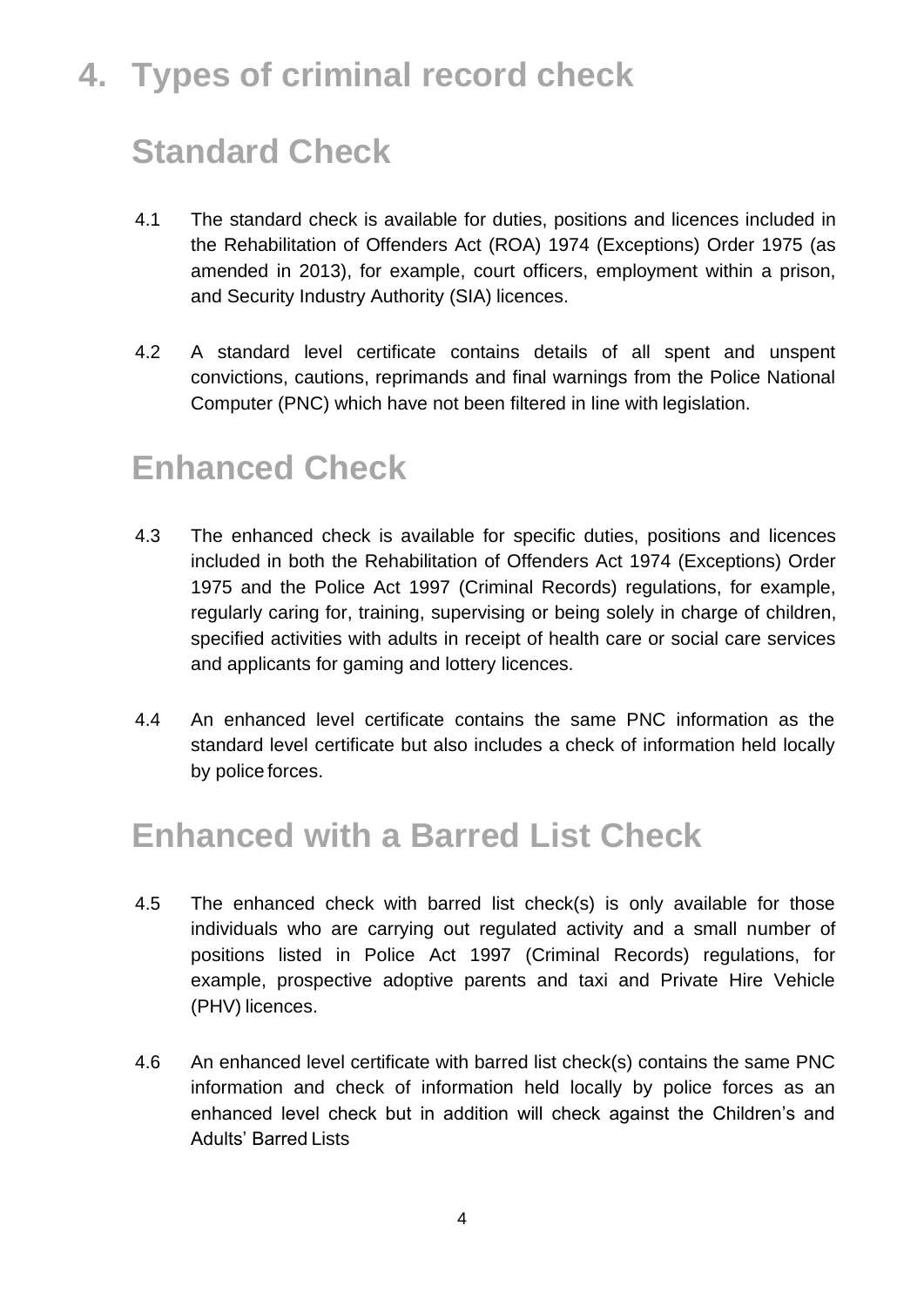# 4. Types of criminal record check

## Standard Check

4.1 The standard check is available for duties, positions and licences included in the Rehabilitation of Offenders Act (ROA) 1974 (Exceptions) Order 1975 (as amended in 2013), for example, court officers, employment within a prison, and Security Industry Authority (SIA) licences.

4.2 A standard level certificate contains details of all spent and unspent convictions, cautions, reprimands and final warnings from the Police National Computer (PNC) which have not been filtered in line with legislation.

## Enhanced Check

4.3 The enhanced check is available for specific duties, positions and licences included in both the Rehabilitation of Offenders Act 1974 (Exceptions) Order 1975 and the Police Act 1997 (Criminal Records) regulations, for example, regularly caring for, training, supervising or being solely in charge of children, specified activities with adults in receipt of health care or social care services and applicants for gaming and lottery licences.

4.4 An enhanced level certificate contains the same PNC information as the standard level certificate but also includes a check of information held locally by police forces.

## Enhanced with a Barred List Check

4.5 The enhanced check with barred list check(s) is only available for those individuals who are carrying out regulated activity and a small number of positions listed in Police Act 1997 (Criminal Records) regulations, for example, prospective adoptive parents and taxi and Private Hire Vehicle (PHV) licences.

4.6 An enhanced level certificate with barred list check(s) contains the same PNC information and check of information held locally by police forces as an enhanced level check but in addition will check against the Children's and Adults' Barred Lists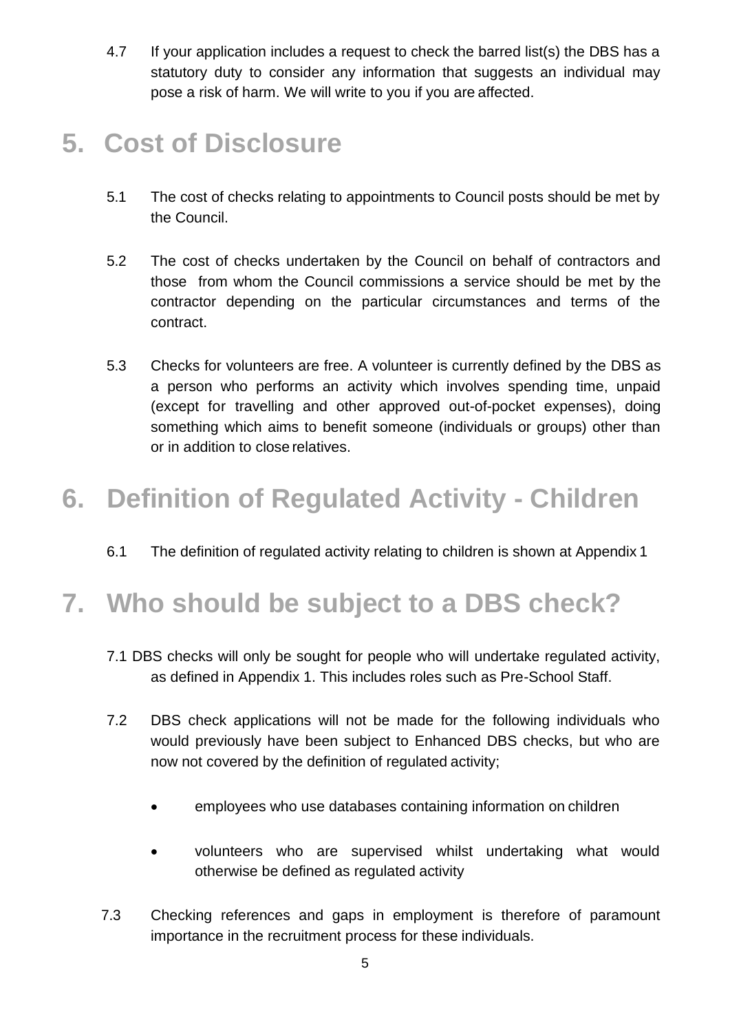4.7 If your application includes a request to check the barred list(s) the DBS has a statutory duty to consider any information that suggests an individual may pose a risk of harm. We will write to you if you are affected.

# 5. Cost of Disclosure

5.1 The cost of checks relating to appointments to Council posts should be met by the Council.

5.2 The cost of checks undertaken by the Council on behalf of contractors and those from whom the Council commissions a service should be met by the contractor depending on the particular circumstances and terms of the contract.

5.3 Checks for volunteers are free. A volunteer is currently defined by the DBS as a person who performs an activity which involves spending time, unpaid (except for travelling and other approved out-of-pocket expenses), doing something which aims to benefit someone (individuals or groups) other than or in addition to close relatives.

# 6. Definition of Regulated Activity - Children

6.1 The definition of regulated activity relating to children is shown at Appendix 1

# 7. Who should be subject to a DBS check?

7.1 DBS checks will only be sought for people who will undertake regulated activity, as defined in Appendix 1. This includes roles such as Pre-School Staff.

7.2 DBS check applications will not be made for the following individuals who would previously have been subject to Enhanced DBS checks, but who are now not covered by the definition of regulated activity;

- employees who use databases containing information on children
- volunteers who are supervised whilst undertaking what would otherwise be defined as regulated activity

7.3 Checking references and gaps in employment is therefore of paramount importance in the recruitment process for these individuals.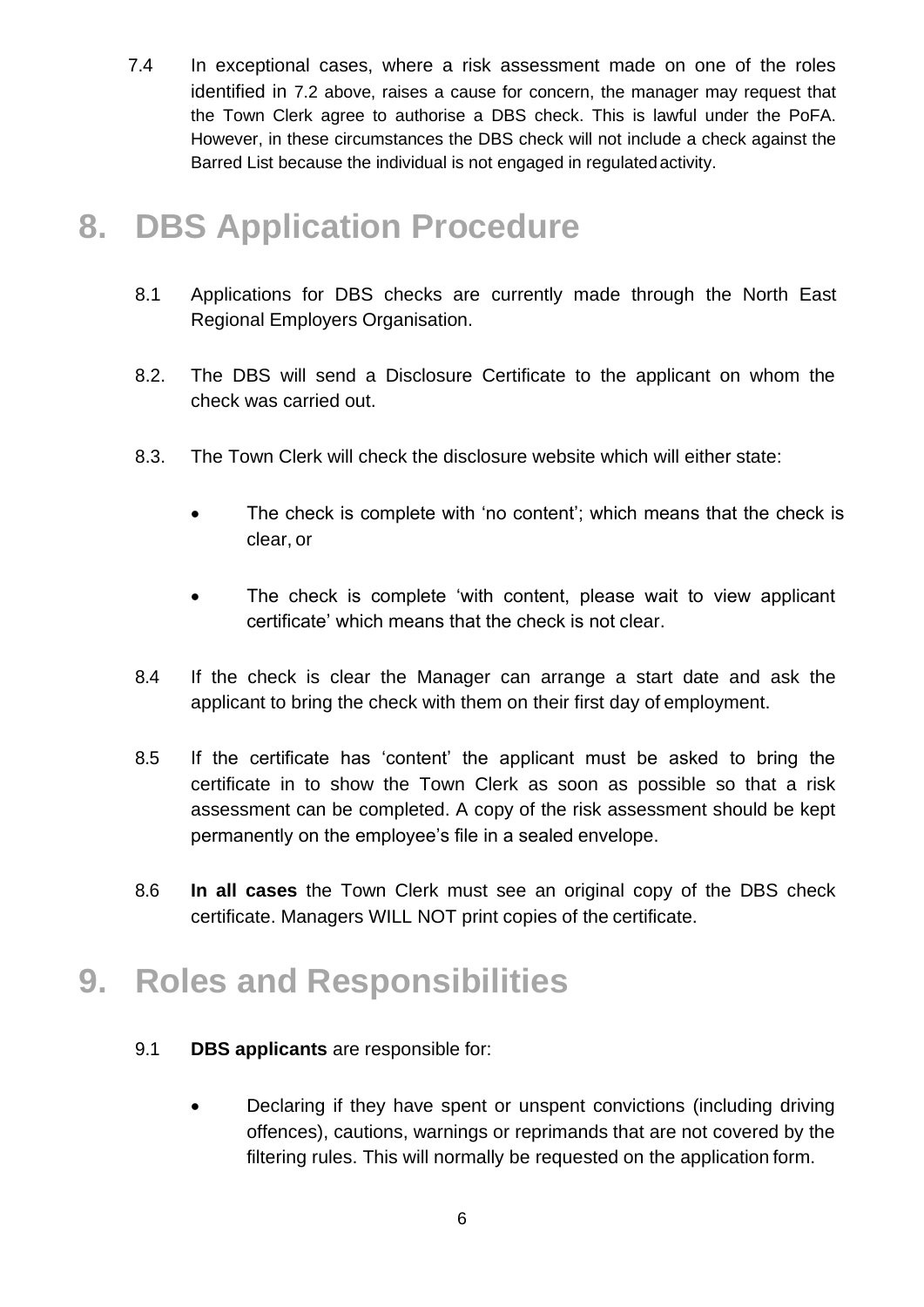7.4 In exceptional cases, where a risk assessment made on one of the roles identified in 7.2 above, raises a cause for concern, the manager may request that the Town Clerk agree to authorise a DBS check. This is lawful under the PoFA. However, in these circumstances the DBS check will not include a check against the Barred List because the individual is not engaged in regulated activity.

# 8. DBS Application Procedure

8.1 Applications for DBS checks are currently made through the North East Regional Employers Organisation.

8.2. The DBS will send a Disclosure Certificate to the applicant on whom the check was carried out.

8.3. The Town Clerk will check the disclosure website which will either state:

- The check is complete with 'no content'; which means that the check is clear, or
- The check is complete 'with content, please wait to view applicant certificate' which means that the check is not clear.

8.4 If the check is clear the Manager can arrange a start date and ask the applicant to bring the check with them on their first day of employment.

8.5 If the certificate has 'content' the applicant must be asked to bring the certificate in to show the Town Clerk as soon as possible so that a risk assessment can be completed. A copy of the risk assessment should be kept permanently on the employee's file in a sealed envelope.

8.6 **In all cases** the Town Clerk must see an original copy of the DBS check certificate. Managers WILL NOT print copies of the certificate.

# 9. Roles and Responsibilities

9.1 **DBS applicants** are responsible for:

- Declaring if they have spent or unspent convictions (including driving offences), cautions, warnings or reprimands that are not covered by the filtering rules. This will normally be requested on the application form.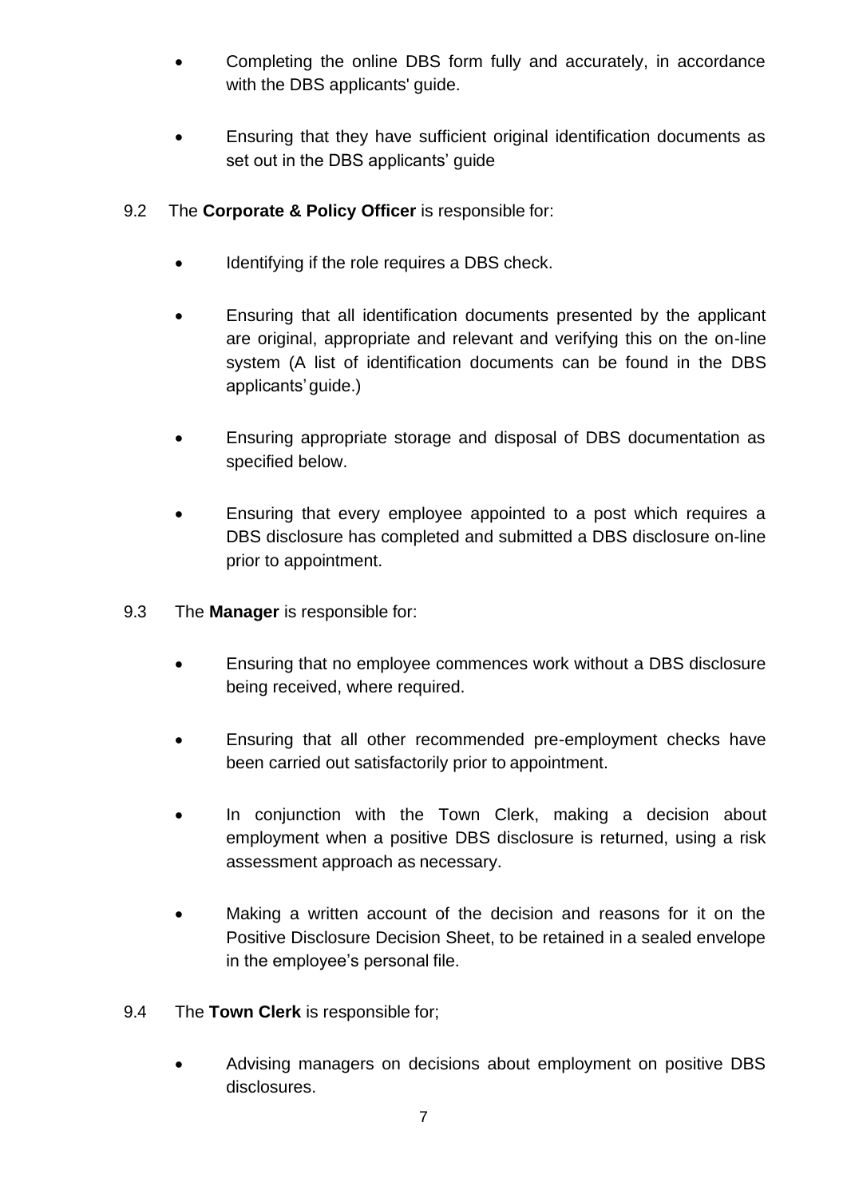- Completing the online DBS form fully and accurately, in accordance with the DBS applicants' guide.
- Ensuring that they have sufficient original identification documents as set out in the DBS applicants' guide

9.2 The **Corporate & Policy Officer** is responsible for:

- Identifying if the role requires a DBS check.
- Ensuring that all identification documents presented by the applicant are original, appropriate and relevant and verifying this on the on-line system (A list of identification documents can be found in the DBS applicants' guide.)
- Ensuring appropriate storage and disposal of DBS documentation as specified below.
- Ensuring that every employee appointed to a post which requires a DBS disclosure has completed and submitted a DBS disclosure on-line prior to appointment.

9.3 The **Manager** is responsible for:

- Ensuring that no employee commences work without a DBS disclosure being received, where required.
- Ensuring that all other recommended pre-employment checks have been carried out satisfactorily prior to appointment.
- In conjunction with the Town Clerk, making a decision about employment when a positive DBS disclosure is returned, using a risk assessment approach as necessary.
- Making a written account of the decision and reasons for it on the Positive Disclosure Decision Sheet, to be retained in a sealed envelope in the employee's personal file.

9.4 The **Town Clerk** is responsible for;

- Advising managers on decisions about employment on positive DBS disclosures.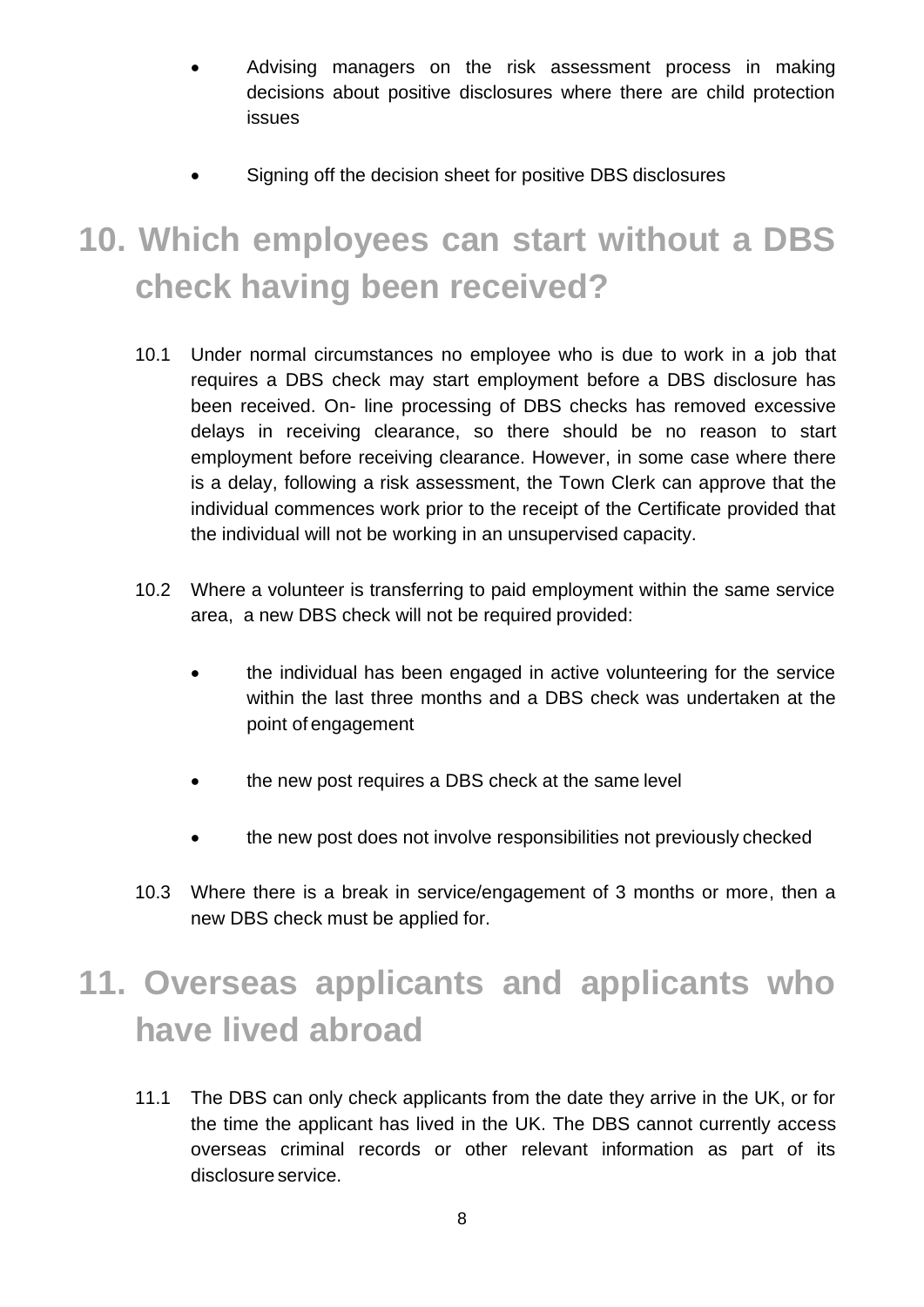- Advising managers on the risk assessment process in making decisions about positive disclosures where there are child protection issues

- Signing off the decision sheet for positive DBS disclosures

# 10. Which employees can start without a DBS check having been received?

10.1 Under normal circumstances no employee who is due to work in a job that requires a DBS check may start employment before a DBS disclosure has been received. On- line processing of DBS checks has removed excessive delays in receiving clearance, so there should be no reason to start employment before receiving clearance. However, in some case where there is a delay, following a risk assessment, the Town Clerk can approve that the individual commences work prior to the receipt of the Certificate provided that the individual will not be working in an unsupervised capacity.

10.2 Where a volunteer is transferring to paid employment within the same service area, a new DBS check will not be required provided:

- the individual has been engaged in active volunteering for the service within the last three months and a DBS check was undertaken at the point of engagement

- the new post requires a DBS check at the same level

- the new post does not involve responsibilities not previously checked

10.3 Where there is a break in service/engagement of 3 months or more, then a new DBS check must be applied for.

# 11. Overseas applicants and applicants who have lived abroad

11.1 The DBS can only check applicants from the date they arrive in the UK, or for the time the applicant has lived in the UK. The DBS cannot currently access overseas criminal records or other relevant information as part of its disclosure service.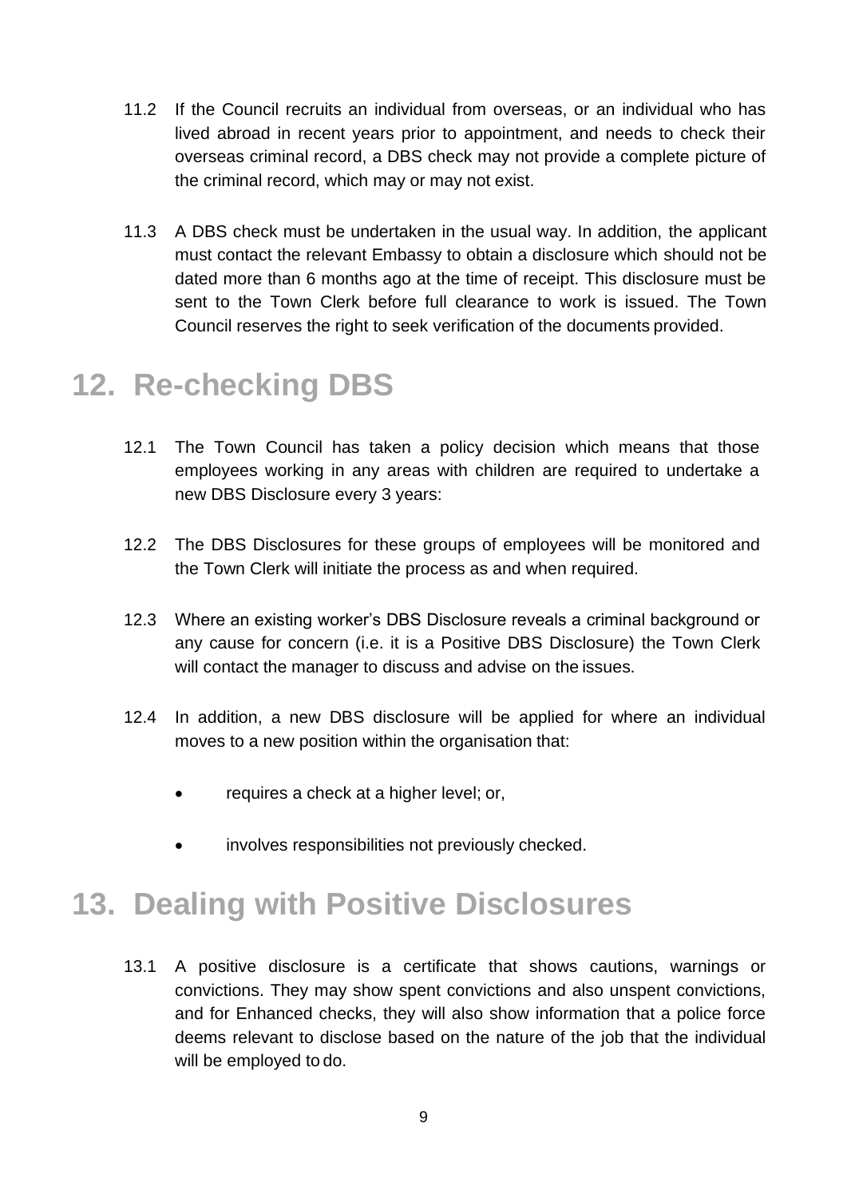11.2 If the Council recruits an individual from overseas, or an individual who has lived abroad in recent years prior to appointment, and needs to check their overseas criminal record, a DBS check may not provide a complete picture of the criminal record, which may or may not exist.

11.3 A DBS check must be undertaken in the usual way. In addition, the applicant must contact the relevant Embassy to obtain a disclosure which should not be dated more than 6 months ago at the time of receipt. This disclosure must be sent to the Town Clerk before full clearance to work is issued. The Town Council reserves the right to seek verification of the documents provided.

# 12. Re-checking DBS

12.1 The Town Council has taken a policy decision which means that those employees working in any areas with children are required to undertake a new DBS Disclosure every 3 years:

12.2 The DBS Disclosures for these groups of employees will be monitored and the Town Clerk will initiate the process as and when required.

12.3 Where an existing worker's DBS Disclosure reveals a criminal background or any cause for concern (i.e. it is a Positive DBS Disclosure) the Town Clerk will contact the manager to discuss and advise on the issues.

12.4 In addition, a new DBS disclosure will be applied for where an individual moves to a new position within the organisation that:

- requires a check at a higher level; or,
- involves responsibilities not previously checked.

# 13. Dealing with Positive Disclosures

13.1 A positive disclosure is a certificate that shows cautions, warnings or convictions. They may show spent convictions and also unspent convictions, and for Enhanced checks, they will also show information that a police force deems relevant to disclose based on the nature of the job that the individual will be employed to do.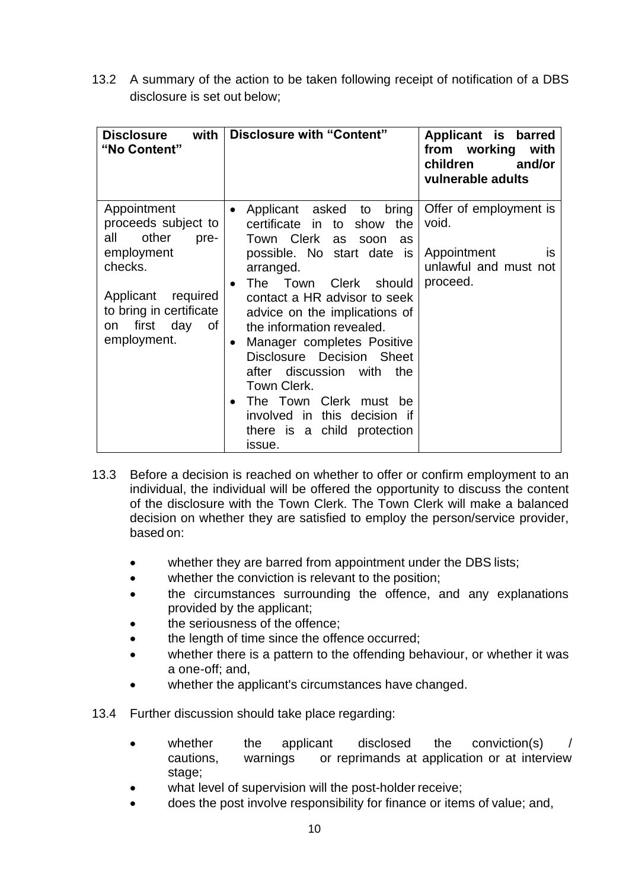13.2 A summary of the action to be taken following receipt of notification of a DBS disclosure is set out below;

| **Disclosure with "No Content"** | **Disclosure with "Content"** | **Applicant is barred from working with children and/or vulnerable adults** |
|---|---|---|
| Appointment proceeds subject to all other pre-employment checks.<br><br>Applicant required to bring in certificate on first day of employment. | • Applicant asked to bring certificate in to show the Town Clerk as soon as possible. No start date is arranged.<br>• The Town Clerk should contact a HR advisor to seek advice on the implications of the information revealed.<br>• Manager completes Positive Disclosure Decision Sheet after discussion with the Town Clerk.<br>• The Town Clerk must be involved in this decision if there is a child protection issue. | Offer of employment is void.<br><br>Appointment is unlawful and must not proceed. |

13.3 Before a decision is reached on whether to offer or confirm employment to an individual, the individual will be offered the opportunity to discuss the content of the disclosure with the Town Clerk. The Town Clerk will make a balanced decision on whether they are satisfied to employ the person/service provider, based on:

- whether they are barred from appointment under the DBS lists;
- whether the conviction is relevant to the position;
- the circumstances surrounding the offence, and any explanations provided by the applicant;
- the seriousness of the offence;
- the length of time since the offence occurred;
- whether there is a pattern to the offending behaviour, or whether it was a one-off; and,
- whether the applicant's circumstances have changed.

13.4 Further discussion should take place regarding:

- whether the applicant disclosed the conviction(s) / cautions, warnings or reprimands at application or at interview stage;
- what level of supervision will the post-holder receive;
- does the post involve responsibility for finance or items of value; and,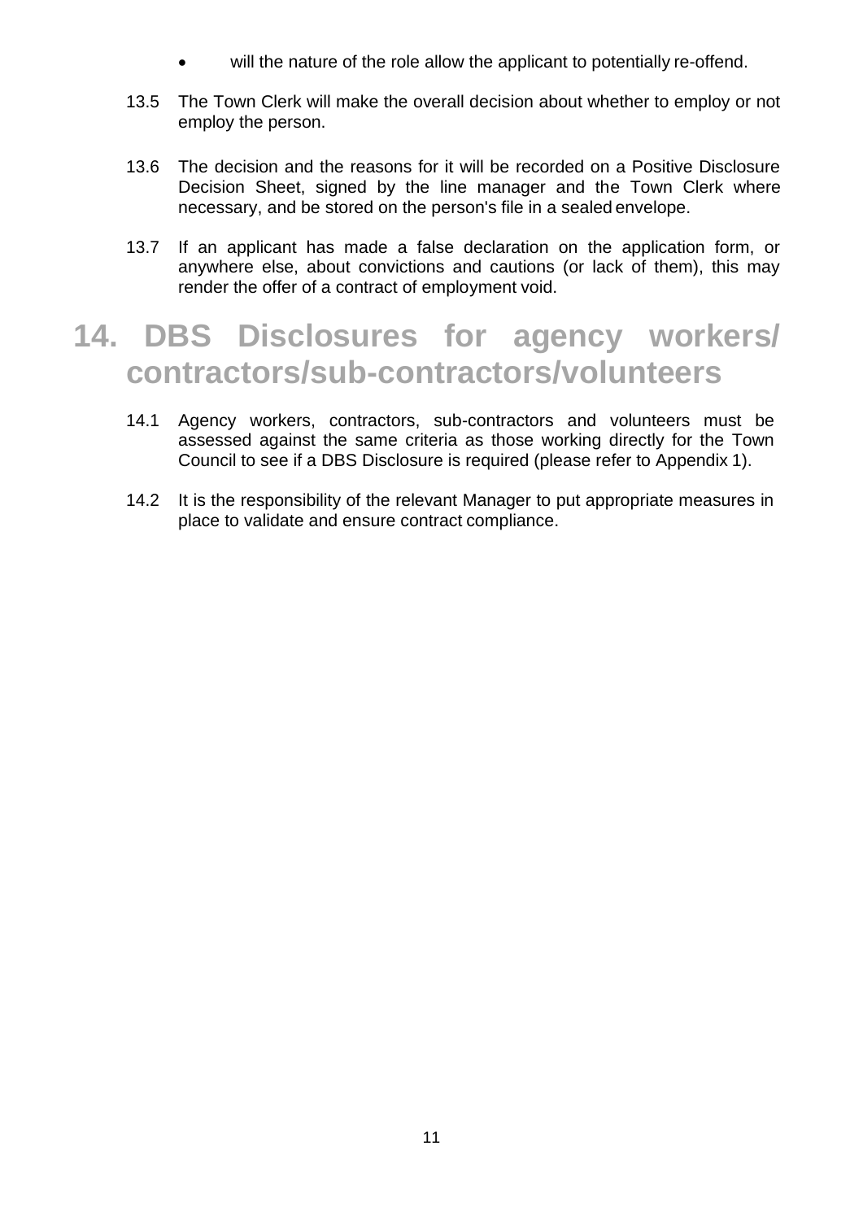- will the nature of the role allow the applicant to potentially re-offend.

13.5 The Town Clerk will make the overall decision about whether to employ or not employ the person.

13.6 The decision and the reasons for it will be recorded on a Positive Disclosure Decision Sheet, signed by the line manager and the Town Clerk where necessary, and be stored on the person's file in a sealed envelope.

13.7 If an applicant has made a false declaration on the application form, or anywhere else, about convictions and cautions (or lack of them), this may render the offer of a contract of employment void.

# 14. DBS Disclosures for agency workers/ contractors/sub-contractors/volunteers

14.1 Agency workers, contractors, sub-contractors and volunteers must be assessed against the same criteria as those working directly for the Town Council to see if a DBS Disclosure is required (please refer to Appendix 1).

14.2 It is the responsibility of the relevant Manager to put appropriate measures in place to validate and ensure contract compliance.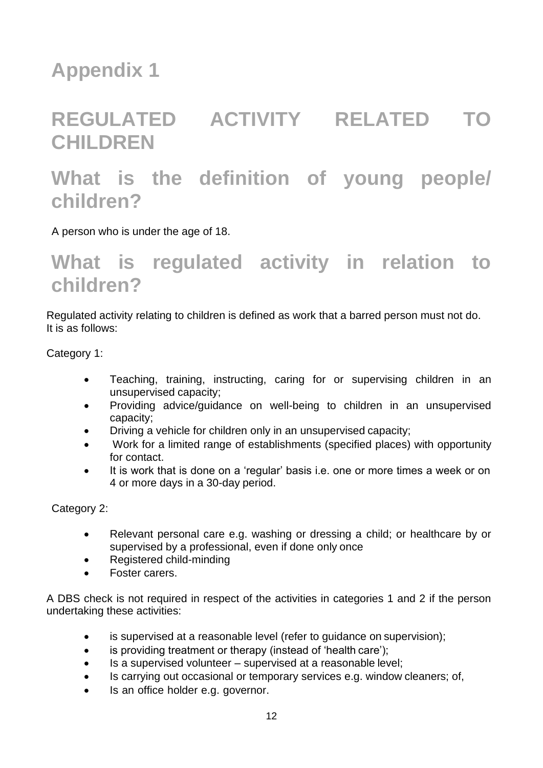# Appendix 1

# REGULATED ACTIVITY RELATED TO CHILDREN

## What is the definition of young people/ children?

A person who is under the age of 18.

## What is regulated activity in relation to children?

Regulated activity relating to children is defined as work that a barred person must not do. It is as follows:

Category 1:

- Teaching, training, instructing, caring for or supervising children in an unsupervised capacity;
- Providing advice/guidance on well-being to children in an unsupervised capacity;
- Driving a vehicle for children only in an unsupervised capacity;
- Work for a limited range of establishments (specified places) with opportunity for contact.
- It is work that is done on a 'regular' basis i.e. one or more times a week or on 4 or more days in a 30-day period.

Category 2:

- Relevant personal care e.g. washing or dressing a child; or healthcare by or supervised by a professional, even if done only once
- Registered child-minding
- Foster carers.

A DBS check is not required in respect of the activities in categories 1 and 2 if the person undertaking these activities:

- is supervised at a reasonable level (refer to guidance on supervision);
- is providing treatment or therapy (instead of 'health care');
- Is a supervised volunteer – supervised at a reasonable level;
- Is carrying out occasional or temporary services e.g. window cleaners; of,
- Is an office holder e.g. governor.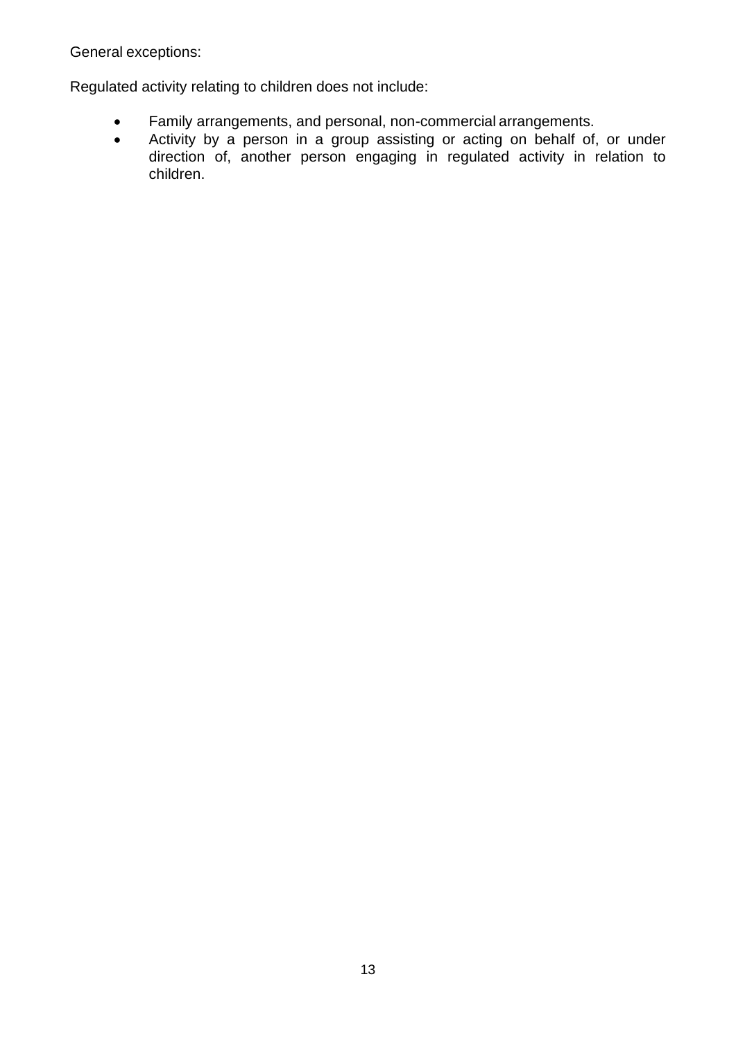General exceptions:

Regulated activity relating to children does not include:

- Family arrangements, and personal, non-commercial arrangements.
- Activity by a person in a group assisting or acting on behalf of, or under direction of, another person engaging in regulated activity in relation to children.